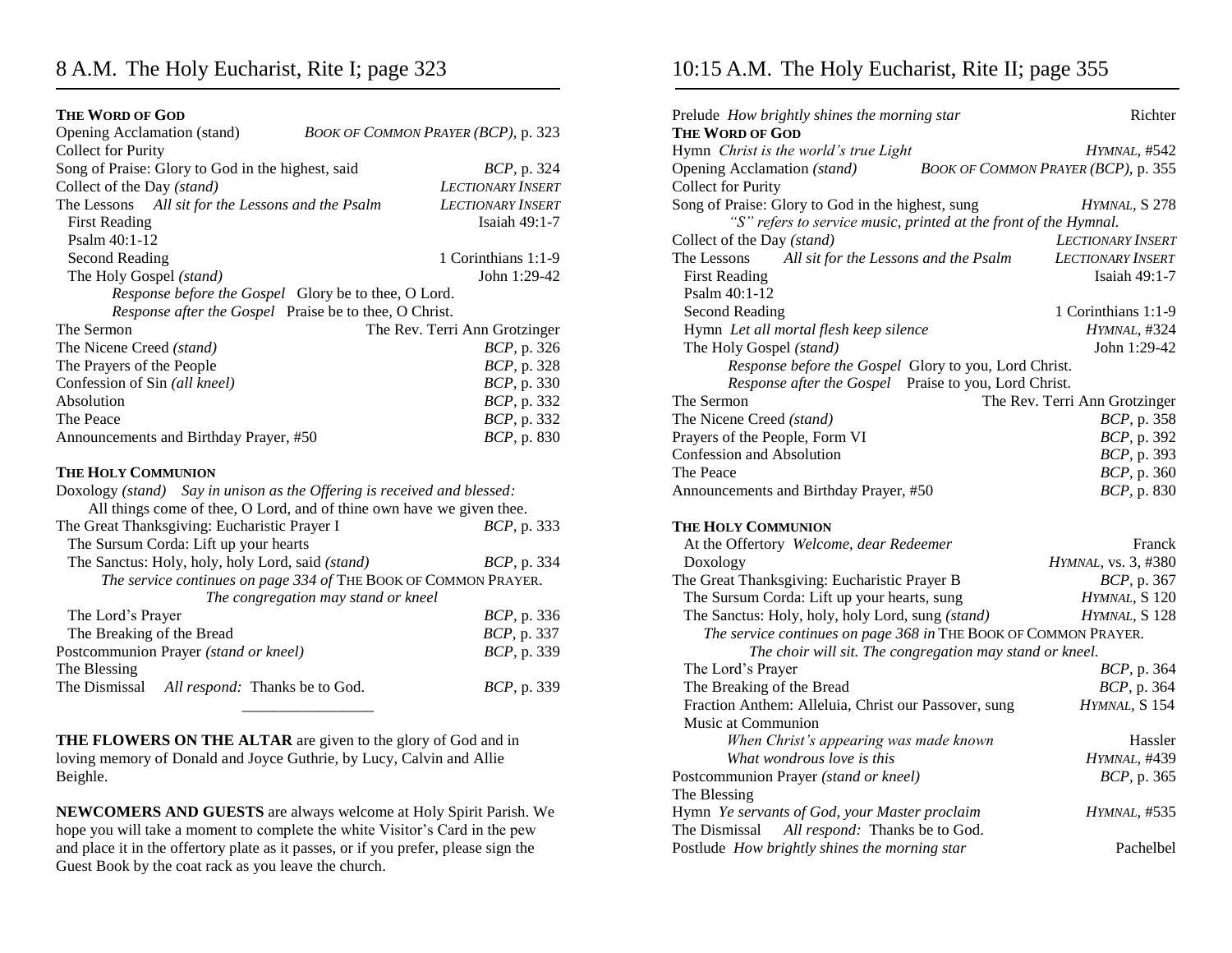## 8 A.M. The Holy Eucharist, Rite I; page 323

**THE WORD OF GOD**

| | |
|---|---|
| Opening Acclamation (stand) | *BOOK OF COMMON PRAYER (BCP)*, p. 323 |
| Collect for Purity | |
| Song of Praise: Glory to God in the highest, said | *BCP*, p. 324 |
| Collect of the Day *(stand)* | *LECTIONARY INSERT* |
| The Lessons *All sit for the Lessons and the Psalm* | *LECTIONARY INSERT* |
| First Reading | Isaiah 49:1-7 |
| Psalm 40:1-12 | |
| Second Reading | 1 Corinthians 1:1-9 |
| The Holy Gospel *(stand)* | John 1:29-42 |

*Response before the Gospel* Glory be to thee, O Lord.

*Response after the Gospel* Praise be to thee, O Christ.

| | |
|---|---|
| The Sermon | The Rev. Terri Ann Grotzinger |
| The Nicene Creed *(stand)* | *BCP*, p. 326 |
| The Prayers of the People | *BCP*, p. 328 |
| Confession of Sin *(all kneel)* | *BCP*, p. 330 |
| Absolution | *BCP*, p. 332 |
| The Peace | *BCP*, p. 332 |
| Announcements and Birthday Prayer, #50 | *BCP*, p. 830 |

**THE HOLY COMMUNION**

Doxology *(stand) Say in unison as the Offering is received and blessed:*

All things come of thee, O Lord, and of thine own have we given thee.

| | |
|---|---|
| The Great Thanksgiving: Eucharistic Prayer I | *BCP*, p. 333 |
| The Sursum Corda: Lift up your hearts | |
| The Sanctus: Holy, holy, holy Lord, said *(stand)* | *BCP*, p. 334 |

*The service continues on page 334 of* THE BOOK OF COMMON PRAYER.

*The congregation may stand or kneel*

| | |
|---|---|
| The Lord's Prayer | *BCP*, p. 336 |
| The Breaking of the Bread | *BCP*, p. 337 |
| Postcommunion Prayer *(stand or kneel)* | *BCP*, p. 339 |
| The Blessing | |
| The Dismissal *All respond:* Thanks be to God. | *BCP*, p. 339 |

---

**THE FLOWERS ON THE ALTAR** are given to the glory of God and in loving memory of Donald and Joyce Guthrie, by Lucy, Calvin and Allie Beighle.

**NEWCOMERS AND GUESTS** are always welcome at Holy Spirit Parish. We hope you will take a moment to complete the white Visitor's Card in the pew and place it in the offertory plate as it passes, or if you prefer, please sign the Guest Book by the coat rack as you leave the church.

## 10:15 A.M. The Holy Eucharist, Rite II; page 355

| | |
|---|---|
| Prelude *How brightly shines the morning star* | Richter |

**THE WORD OF GOD**

| | |
|---|---|
| Hymn *Christ is the world's true Light* | *HYMNAL*, #542 |
| Opening Acclamation *(stand)* | *BOOK OF COMMON PRAYER (BCP)*, p. 355 |
| Collect for Purity | |
| Song of Praise: Glory to God in the highest, sung | *HYMNAL*, S 278 |

*"S" refers to service music, printed at the front of the Hymnal.*

| | |
|---|---|
| Collect of the Day *(stand)* | *LECTIONARY INSERT* |
| The Lessons *All sit for the Lessons and the Psalm* | *LECTIONARY INSERT* |
| First Reading | Isaiah 49:1-7 |
| Psalm 40:1-12 | |
| Second Reading | 1 Corinthians 1:1-9 |
| Hymn *Let all mortal flesh keep silence* | *HYMNAL*, #324 |
| The Holy Gospel *(stand)* | John 1:29-42 |

*Response before the Gospel* Glory to you, Lord Christ.

*Response after the Gospel* Praise to you, Lord Christ.

| | |
|---|---|
| The Sermon | The Rev. Terri Ann Grotzinger |
| The Nicene Creed *(stand)* | *BCP*, p. 358 |
| Prayers of the People, Form VI | *BCP*, p. 392 |
| Confession and Absolution | *BCP*, p. 393 |
| The Peace | *BCP*, p. 360 |
| Announcements and Birthday Prayer, #50 | *BCP*, p. 830 |

**THE HOLY COMMUNION**

| | |
|---|---|
| At the Offertory *Welcome, dear Redeemer* | Franck |
| Doxology | *HYMNAL*, vs. 3, #380 |
| The Great Thanksgiving: Eucharistic Prayer B | *BCP*, p. 367 |
| The Sursum Corda: Lift up your hearts, sung | *HYMNAL*, S 120 |
| The Sanctus: Holy, holy, holy Lord, sung *(stand)* | *HYMNAL*, S 128 |

*The service continues on page 368 in* THE BOOK OF COMMON PRAYER.

*The choir will sit. The congregation may stand or kneel.*

| | |
|---|---|
| The Lord's Prayer | *BCP*, p. 364 |
| The Breaking of the Bread | *BCP*, p. 364 |
| Fraction Anthem: Alleluia, Christ our Passover, sung | *HYMNAL*, S 154 |
| Music at Communion | |
| *When Christ's appearing was made known* | Hassler |
| *What wondrous love is this* | *HYMNAL*, #439 |
| Postcommunion Prayer *(stand or kneel)* | *BCP*, p. 365 |
| The Blessing | |
| Hymn *Ye servants of God, your Master proclaim* | *HYMNAL*, #535 |
| The Dismissal *All respond:* Thanks be to God. | |
| Postlude *How brightly shines the morning star* | Pachelbel |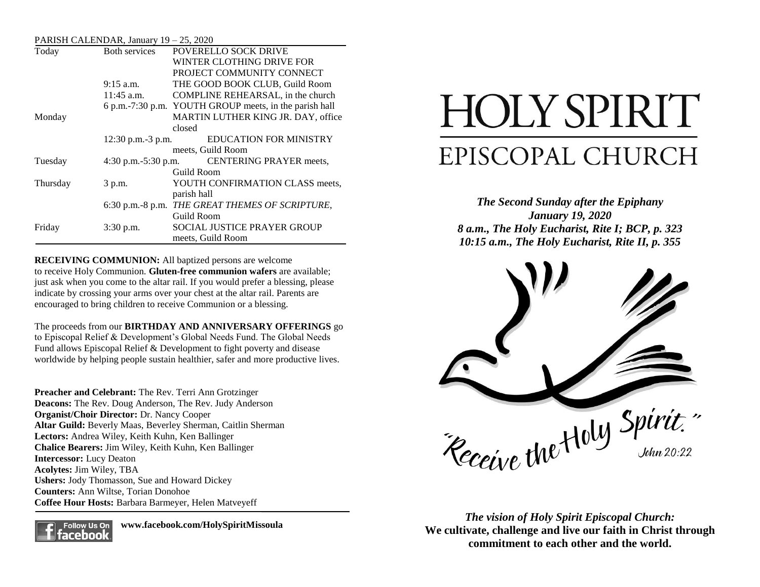PARISH CALENDAR, January 19 – 25, 2020

| | | |
|---|---|---|
| Today | Both services | POVERELLO SOCK DRIVE<br>WINTER CLOTHING DRIVE FOR PROJECT COMMUNITY CONNECT |
| | 9:15 a.m. | THE GOOD BOOK CLUB, Guild Room |
| | 11:45 a.m. | COMPLINE REHEARSAL, in the church |
| | 6 p.m.-7:30 p.m. | YOUTH GROUP meets, in the parish hall |
| Monday | | MARTIN LUTHER KING JR. DAY, office closed |
| | 12:30 p.m.-3 p.m. | EDUCATION FOR MINISTRY meets, Guild Room |
| Tuesday | 4:30 p.m.-5:30 p.m. | CENTERING PRAYER meets, Guild Room |
| Thursday | 3 p.m. | YOUTH CONFIRMATION CLASS meets, parish hall |
| | 6:30 p.m.-8 p.m. | *THE GREAT THEMES OF SCRIPTURE*, Guild Room |
| Friday | 3:30 p.m. | SOCIAL JUSTICE PRAYER GROUP meets, Guild Room |

**RECEIVING COMMUNION:** All baptized persons are welcome to receive Holy Communion. **Gluten-free communion wafers** are available; just ask when you come to the altar rail. If you would prefer a blessing, please indicate by crossing your arms over your chest at the altar rail. Parents are encouraged to bring children to receive Communion or a blessing.

The proceeds from our **BIRTHDAY AND ANNIVERSARY OFFERINGS** go to Episcopal Relief & Development's Global Needs Fund. The Global Needs Fund allows Episcopal Relief & Development to fight poverty and disease worldwide by helping people sustain healthier, safer and more productive lives.

**Preacher and Celebrant:** The Rev. Terri Ann Grotzinger
**Deacons:** The Rev. Doug Anderson, The Rev. Judy Anderson
**Organist/Choir Director:** Dr. Nancy Cooper
**Altar Guild:** Beverly Maas, Beverley Sherman, Caitlin Sherman
**Lectors:** Andrea Wiley, Keith Kuhn, Ken Ballinger
**Chalice Bearers:** Jim Wiley, Keith Kuhn, Ken Ballinger
**Intercessor:** Lucy Deaton
**Acolytes:** Jim Wiley, TBA
**Ushers:** Jody Thomasson, Sue and Howard Dickey
**Counters:** Ann Wiltse, Torian Donohoe
**Coffee Hour Hosts:** Barbara Barmeyer, Helen Matveyeff

Follow Us On facebook **www.facebook.com/HolySpiritMissoula**

# HOLY SPIRIT
## EPISCOPAL CHURCH

***The Second Sunday after the Epiphany***
***January 19, 2020***
***8 a.m., The Holy Eucharist, Rite I; BCP, p. 323***
***10:15 a.m., The Holy Eucharist, Rite II, p. 355***

"Receive the Holy Spirit." John 20:22

***The vision of Holy Spirit Episcopal Church:***
**We cultivate, challenge and live our faith in Christ through commitment to each other and the world.**